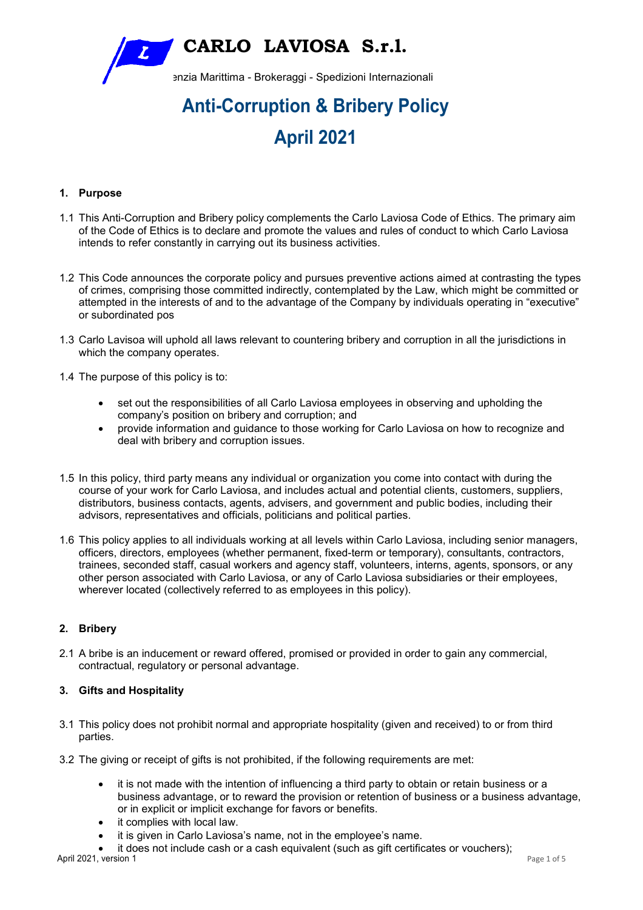# CARLO LAVIOSA S.r.l.

enzia Marittima - Brokeraggi - Spedizioni Internazionali

# Anti-Corruption & Bribery Policy

# April 2021

## 1. Purpose

1.1 This Anti-Corruption and Bribery policy complements the Carlo Laviosa Code of Ethics. The primary aim of the Code of Ethics is to declare and promote the values and rules of conduct to which Carlo Laviosa intends to refer constantly in carrying out its business activities.

1.2 This Code announces the corporate policy and pursues preventive actions aimed at contrasting the types of crimes, comprising those committed indirectly, contemplated by the Law, which might be committed or attempted in the interests of and to the advantage of the Company by individuals operating in "executive" or subordinated pos

1.3 Carlo Lavisoa will uphold all laws relevant to countering bribery and corruption in all the jurisdictions in which the company operates.

1.4 The purpose of this policy is to:

- set out the responsibilities of all Carlo Laviosa employees in observing and upholding the company's position on bribery and corruption; and
- provide information and guidance to those working for Carlo Laviosa on how to recognize and deal with bribery and corruption issues.

1.5 In this policy, third party means any individual or organization you come into contact with during the course of your work for Carlo Laviosa, and includes actual and potential clients, customers, suppliers, distributors, business contacts, agents, advisers, and government and public bodies, including their advisors, representatives and officials, politicians and political parties.

1.6 This policy applies to all individuals working at all levels within Carlo Laviosa, including senior managers, officers, directors, employees (whether permanent, fixed-term or temporary), consultants, contractors, trainees, seconded staff, casual workers and agency staff, volunteers, interns, agents, sponsors, or any other person associated with Carlo Laviosa, or any of Carlo Laviosa subsidiaries or their employees, wherever located (collectively referred to as employees in this policy).

## 2. Bribery

2.1 A bribe is an inducement or reward offered, promised or provided in order to gain any commercial, contractual, regulatory or personal advantage.

## 3. Gifts and Hospitality

3.1 This policy does not prohibit normal and appropriate hospitality (given and received) to or from third parties.

3.2 The giving or receipt of gifts is not prohibited, if the following requirements are met:

- it is not made with the intention of influencing a third party to obtain or retain business or a business advantage, or to reward the provision or retention of business or a business advantage, or in explicit or implicit exchange for favors or benefits.
- it complies with local law.
- it is given in Carlo Laviosa's name, not in the employee's name.
- it does not include cash or a cash equivalent (such as gift certificates or vouchers);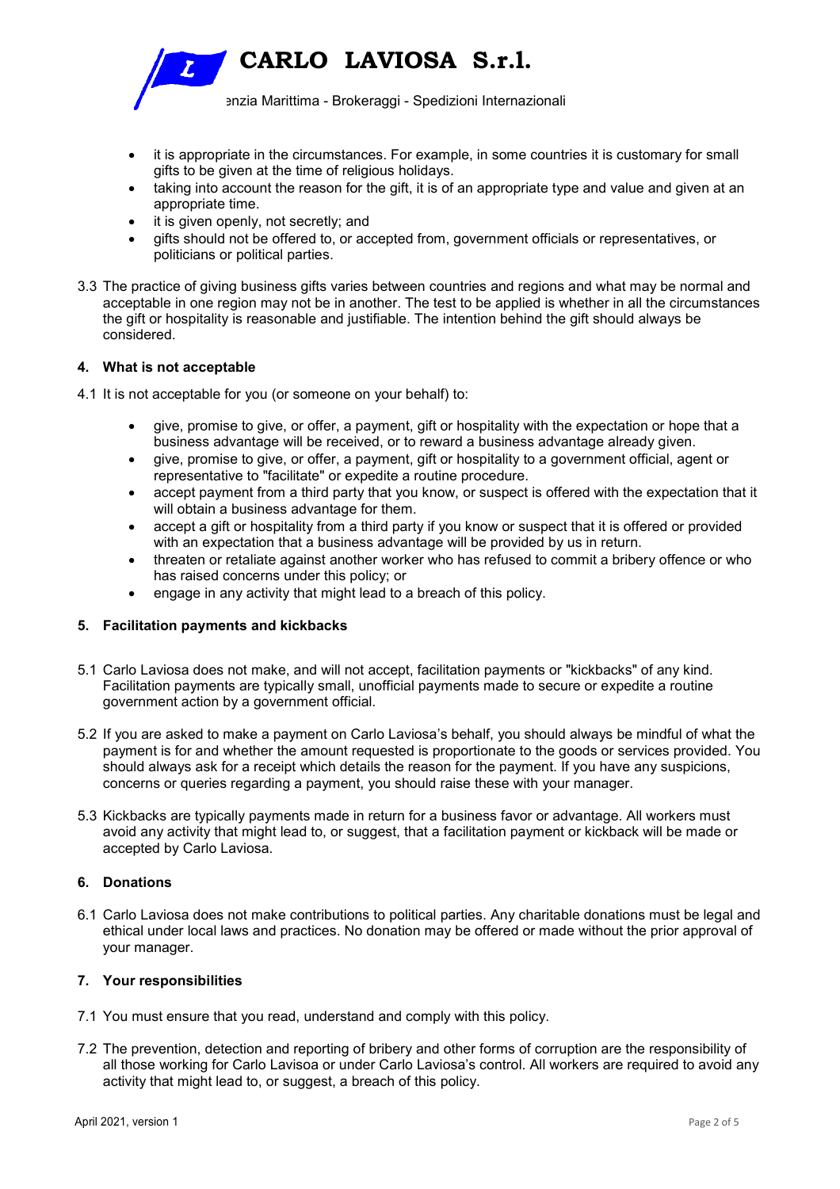- it is appropriate in the circumstances. For example, in some countries it is customary for small gifts to be given at the time of religious holidays.
- taking into account the reason for the gift, it is of an appropriate type and value and given at an appropriate time.
- it is given openly, not secretly; and
- gifts should not be offered to, or accepted from, government officials or representatives, or politicians or political parties.

3.3 The practice of giving business gifts varies between countries and regions and what may be normal and acceptable in one region may not be in another. The test to be applied is whether in all the circumstances the gift or hospitality is reasonable and justifiable. The intention behind the gift should always be considered.

## 4. What is not acceptable

4.1 It is not acceptable for you (or someone on your behalf) to:

- give, promise to give, or offer, a payment, gift or hospitality with the expectation or hope that a business advantage will be received, or to reward a business advantage already given.
- give, promise to give, or offer, a payment, gift or hospitality to a government official, agent or representative to "facilitate" or expedite a routine procedure.
- accept payment from a third party that you know, or suspect is offered with the expectation that it will obtain a business advantage for them.
- accept a gift or hospitality from a third party if you know or suspect that it is offered or provided with an expectation that a business advantage will be provided by us in return.
- threaten or retaliate against another worker who has refused to commit a bribery offence or who has raised concerns under this policy; or
- engage in any activity that might lead to a breach of this policy.

## 5. Facilitation payments and kickbacks

5.1 Carlo Laviosa does not make, and will not accept, facilitation payments or "kickbacks" of any kind. Facilitation payments are typically small, unofficial payments made to secure or expedite a routine government action by a government official.

5.2 If you are asked to make a payment on Carlo Laviosa's behalf, you should always be mindful of what the payment is for and whether the amount requested is proportionate to the goods or services provided. You should always ask for a receipt which details the reason for the payment. If you have any suspicions, concerns or queries regarding a payment, you should raise these with your manager.

5.3 Kickbacks are typically payments made in return for a business favor or advantage. All workers must avoid any activity that might lead to, or suggest, that a facilitation payment or kickback will be made or accepted by Carlo Laviosa.

## 6. Donations

6.1 Carlo Laviosa does not make contributions to political parties. Any charitable donations must be legal and ethical under local laws and practices. No donation may be offered or made without the prior approval of your manager.

## 7. Your responsibilities

7.1 You must ensure that you read, understand and comply with this policy.

7.2 The prevention, detection and reporting of bribery and other forms of corruption are the responsibility of all those working for Carlo Lavisoa or under Carlo Laviosa's control. All workers are required to avoid any activity that might lead to, or suggest, a breach of this policy.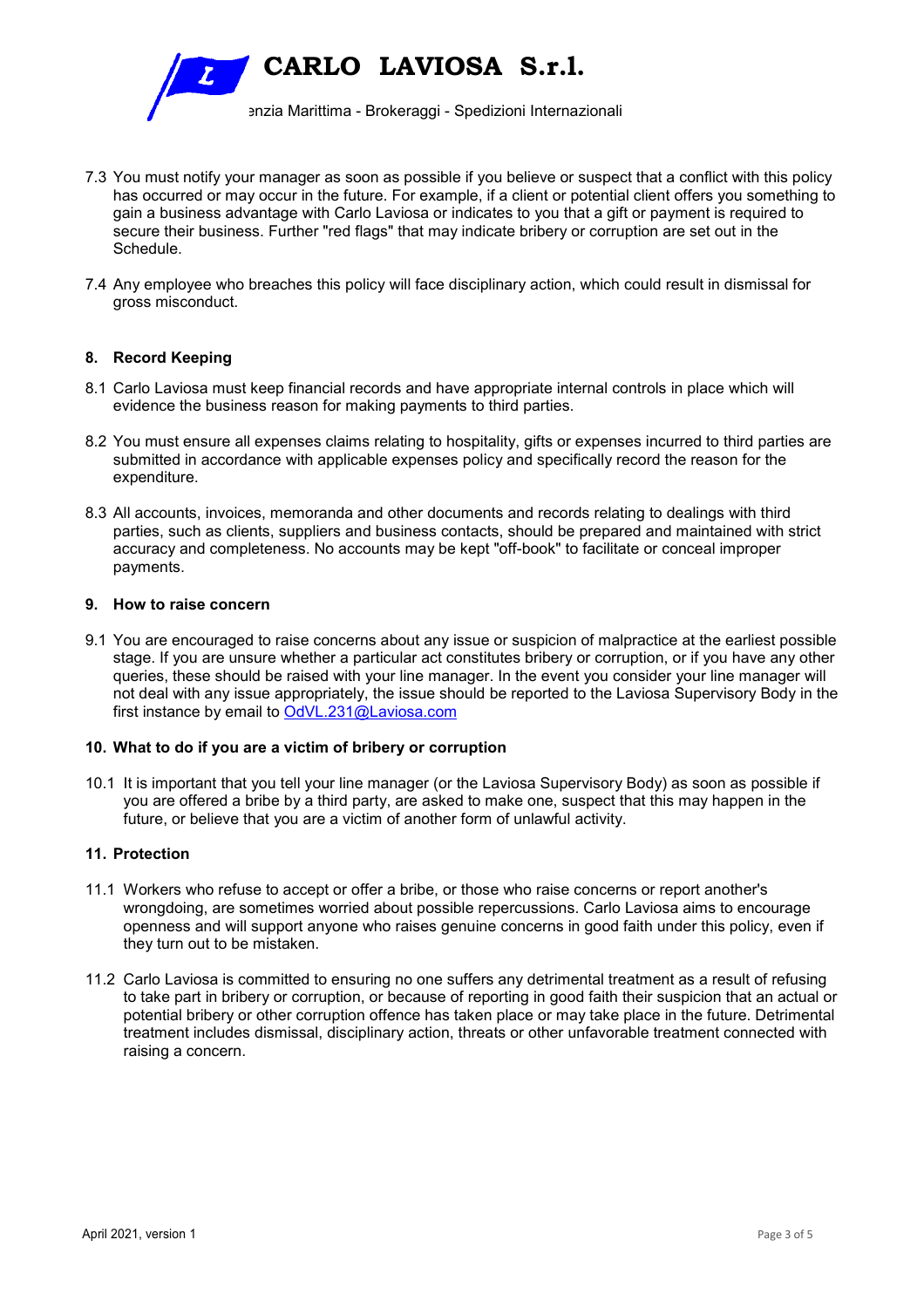7.3 You must notify your manager as soon as possible if you believe or suspect that a conflict with this policy has occurred or may occur in the future. For example, if a client or potential client offers you something to gain a business advantage with Carlo Laviosa or indicates to you that a gift or payment is required to secure their business. Further "red flags" that may indicate bribery or corruption are set out in the Schedule.

7.4 Any employee who breaches this policy will face disciplinary action, which could result in dismissal for gross misconduct.

## 8. Record Keeping

8.1 Carlo Laviosa must keep financial records and have appropriate internal controls in place which will evidence the business reason for making payments to third parties.

8.2 You must ensure all expenses claims relating to hospitality, gifts or expenses incurred to third parties are submitted in accordance with applicable expenses policy and specifically record the reason for the expenditure.

8.3 All accounts, invoices, memoranda and other documents and records relating to dealings with third parties, such as clients, suppliers and business contacts, should be prepared and maintained with strict accuracy and completeness. No accounts may be kept "off-book" to facilitate or conceal improper payments.

## 9. How to raise concern

9.1 You are encouraged to raise concerns about any issue or suspicion of malpractice at the earliest possible stage. If you are unsure whether a particular act constitutes bribery or corruption, or if you have any other queries, these should be raised with your line manager. In the event you consider your line manager will not deal with any issue appropriately, the issue should be reported to the Laviosa Supervisory Body in the first instance by email to OdVL.231@Laviosa.com

## 10. What to do if you are a victim of bribery or corruption

10.1 It is important that you tell your line manager (or the Laviosa Supervisory Body) as soon as possible if you are offered a bribe by a third party, are asked to make one, suspect that this may happen in the future, or believe that you are a victim of another form of unlawful activity.

## 11. Protection

11.1 Workers who refuse to accept or offer a bribe, or those who raise concerns or report another's wrongdoing, are sometimes worried about possible repercussions. Carlo Laviosa aims to encourage openness and will support anyone who raises genuine concerns in good faith under this policy, even if they turn out to be mistaken.

11.2 Carlo Laviosa is committed to ensuring no one suffers any detrimental treatment as a result of refusing to take part in bribery or corruption, or because of reporting in good faith their suspicion that an actual or potential bribery or other corruption offence has taken place or may take place in the future. Detrimental treatment includes dismissal, disciplinary action, threats or other unfavorable treatment connected with raising a concern.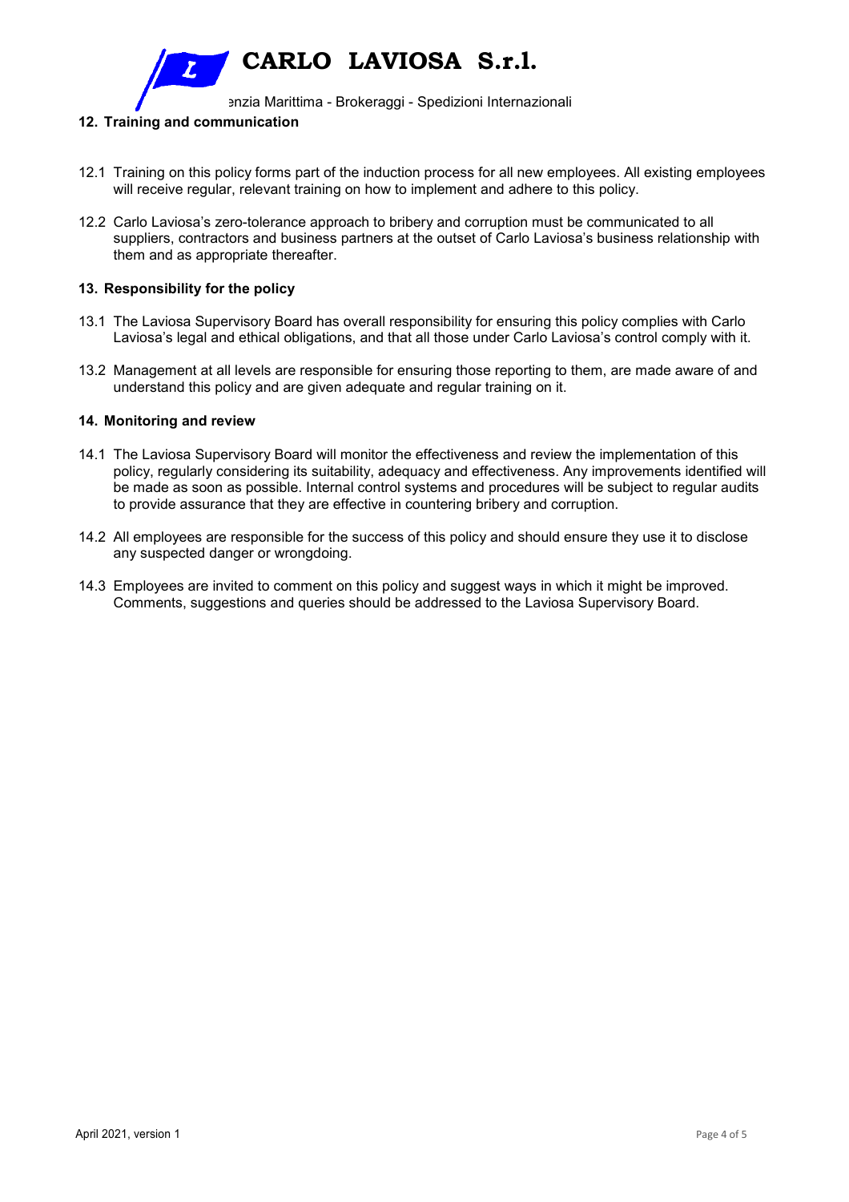## 12. Training and communication

12.1 Training on this policy forms part of the induction process for all new employees. All existing employees will receive regular, relevant training on how to implement and adhere to this policy.

12.2 Carlo Laviosa's zero-tolerance approach to bribery and corruption must be communicated to all suppliers, contractors and business partners at the outset of Carlo Laviosa's business relationship with them and as appropriate thereafter.

## 13. Responsibility for the policy

13.1 The Laviosa Supervisory Board has overall responsibility for ensuring this policy complies with Carlo Laviosa's legal and ethical obligations, and that all those under Carlo Laviosa's control comply with it.

13.2 Management at all levels are responsible for ensuring those reporting to them, are made aware of and understand this policy and are given adequate and regular training on it.

## 14. Monitoring and review

14.1 The Laviosa Supervisory Board will monitor the effectiveness and review the implementation of this policy, regularly considering its suitability, adequacy and effectiveness. Any improvements identified will be made as soon as possible. Internal control systems and procedures will be subject to regular audits to provide assurance that they are effective in countering bribery and corruption.

14.2 All employees are responsible for the success of this policy and should ensure they use it to disclose any suspected danger or wrongdoing.

14.3 Employees are invited to comment on this policy and suggest ways in which it might be improved. Comments, suggestions and queries should be addressed to the Laviosa Supervisory Board.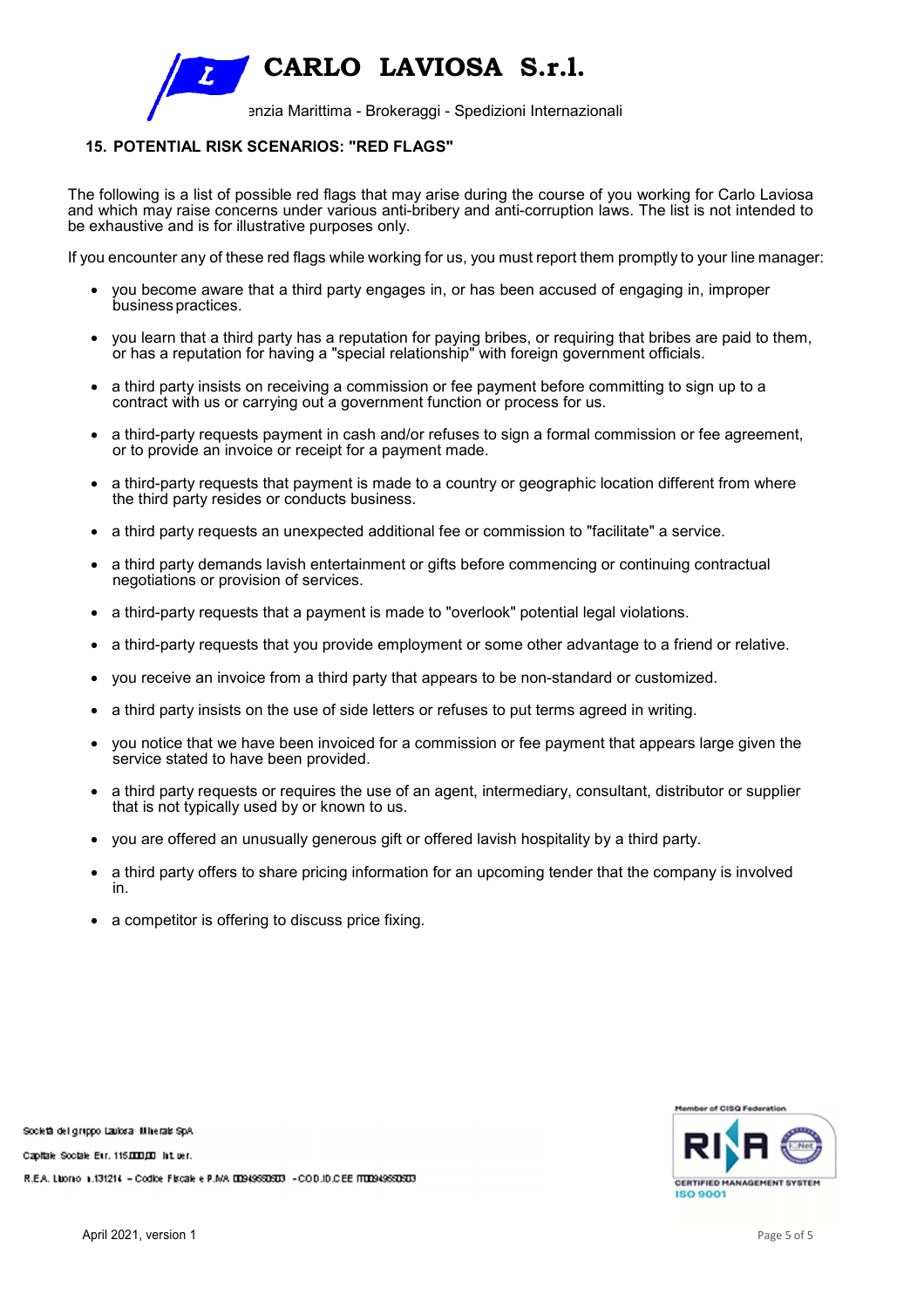## 15. POTENTIAL RISK SCENARIOS: "RED FLAGS"

The following is a list of possible red flags that may arise during the course of you working for Carlo Laviosa and which may raise concerns under various anti-bribery and anti-corruption laws. The list is not intended to be exhaustive and is for illustrative purposes only.

If you encounter any of these red flags while working for us, you must report them promptly to your line manager:

- you become aware that a third party engages in, or has been accused of engaging in, improper business practices.
- you learn that a third party has a reputation for paying bribes, or requiring that bribes are paid to them, or has a reputation for having a "special relationship" with foreign government officials.
- a third party insists on receiving a commission or fee payment before committing to sign up to a contract with us or carrying out a government function or process for us.
- a third-party requests payment in cash and/or refuses to sign a formal commission or fee agreement, or to provide an invoice or receipt for a payment made.
- a third-party requests that payment is made to a country or geographic location different from where the third party resides or conducts business.
- a third party requests an unexpected additional fee or commission to "facilitate" a service.
- a third party demands lavish entertainment or gifts before commencing or continuing contractual negotiations or provision of services.
- a third-party requests that a payment is made to "overlook" potential legal violations.
- a third-party requests that you provide employment or some other advantage to a friend or relative.
- you receive an invoice from a third party that appears to be non-standard or customized.
- a third party insists on the use of side letters or refuses to put terms agreed in writing.
- you notice that we have been invoiced for a commission or fee payment that appears large given the service stated to have been provided.
- a third party requests or requires the use of an agent, intermediary, consultant, distributor or supplier that is not typically used by or known to us.
- you are offered an unusually generous gift or offered lavish hospitality by a third party.
- a third party offers to share pricing information for an upcoming tender that the company is involved in.
- a competitor is offering to discuss price fixing.